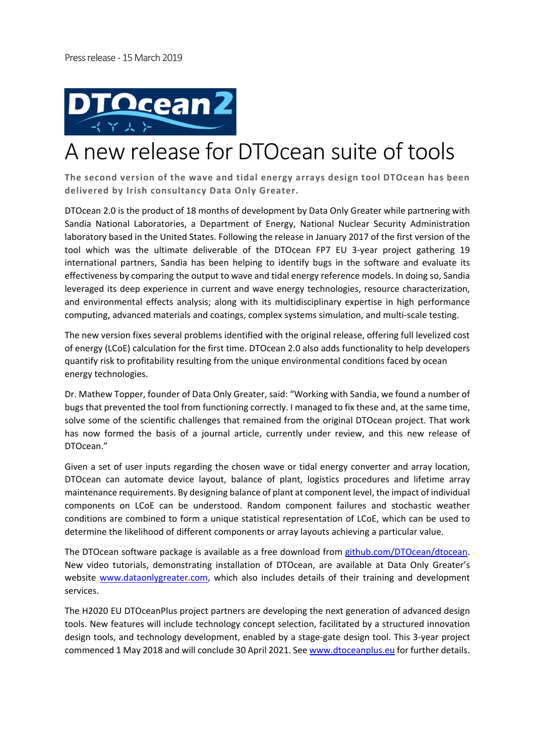Press release - 15 March 2019

# A new release for DTOcean suite of tools

**The second version of the wave and tidal energy arrays design tool DTOcean has been delivered by Irish consultancy Data Only Greater.**

DTOcean 2.0 is the product of 18 months of development by Data Only Greater while partnering with Sandia National Laboratories, a Department of Energy, National Nuclear Security Administration laboratory based in the United States. Following the release in January 2017 of the first version of the tool which was the ultimate deliverable of the DTOcean FP7 EU 3-year project gathering 19 international partners, Sandia has been helping to identify bugs in the software and evaluate its effectiveness by comparing the output to wave and tidal energy reference models. In doing so, Sandia leveraged its deep experience in current and wave energy technologies, resource characterization, and environmental effects analysis; along with its multidisciplinary expertise in high performance computing, advanced materials and coatings, complex systems simulation, and multi-scale testing.

The new version fixes several problems identified with the original release, offering full levelized cost of energy (LCoE) calculation for the first time. DTOcean 2.0 also adds functionality to help developers quantify risk to profitability resulting from the unique environmental conditions faced by ocean energy technologies.

Dr. Mathew Topper, founder of Data Only Greater, said: "Working with Sandia, we found a number of bugs that prevented the tool from functioning correctly. I managed to fix these and, at the same time, solve some of the scientific challenges that remained from the original DTOcean project. That work has now formed the basis of a journal article, currently under review, and this new release of DTOcean."

Given a set of user inputs regarding the chosen wave or tidal energy converter and array location, DTOcean can automate device layout, balance of plant, logistics procedures and lifetime array maintenance requirements. By designing balance of plant at component level, the impact of individual components on LCoE can be understood. Random component failures and stochastic weather conditions are combined to form a unique statistical representation of LCoE, which can be used to determine the likelihood of different components or array layouts achieving a particular value.

The DTOcean software package is available as a free download from [github.com/DTOcean/dtocean](https://github.com/DTOcean/dtocean). New video tutorials, demonstrating installation of DTOcean, are available at Data Only Greater's website [www.dataonlygreater.com](http://www.dataonlygreater.com), which also includes details of their training and development services.

The H2020 EU DTOceanPlus project partners are developing the next generation of advanced design tools. New features will include technology concept selection, facilitated by a structured innovation design tools, and technology development, enabled by a stage-gate design tool. This 3-year project commenced 1 May 2018 and will conclude 30 April 2021. See [www.dtoceanplus.eu](http://www.dtoceanplus.eu) for further details.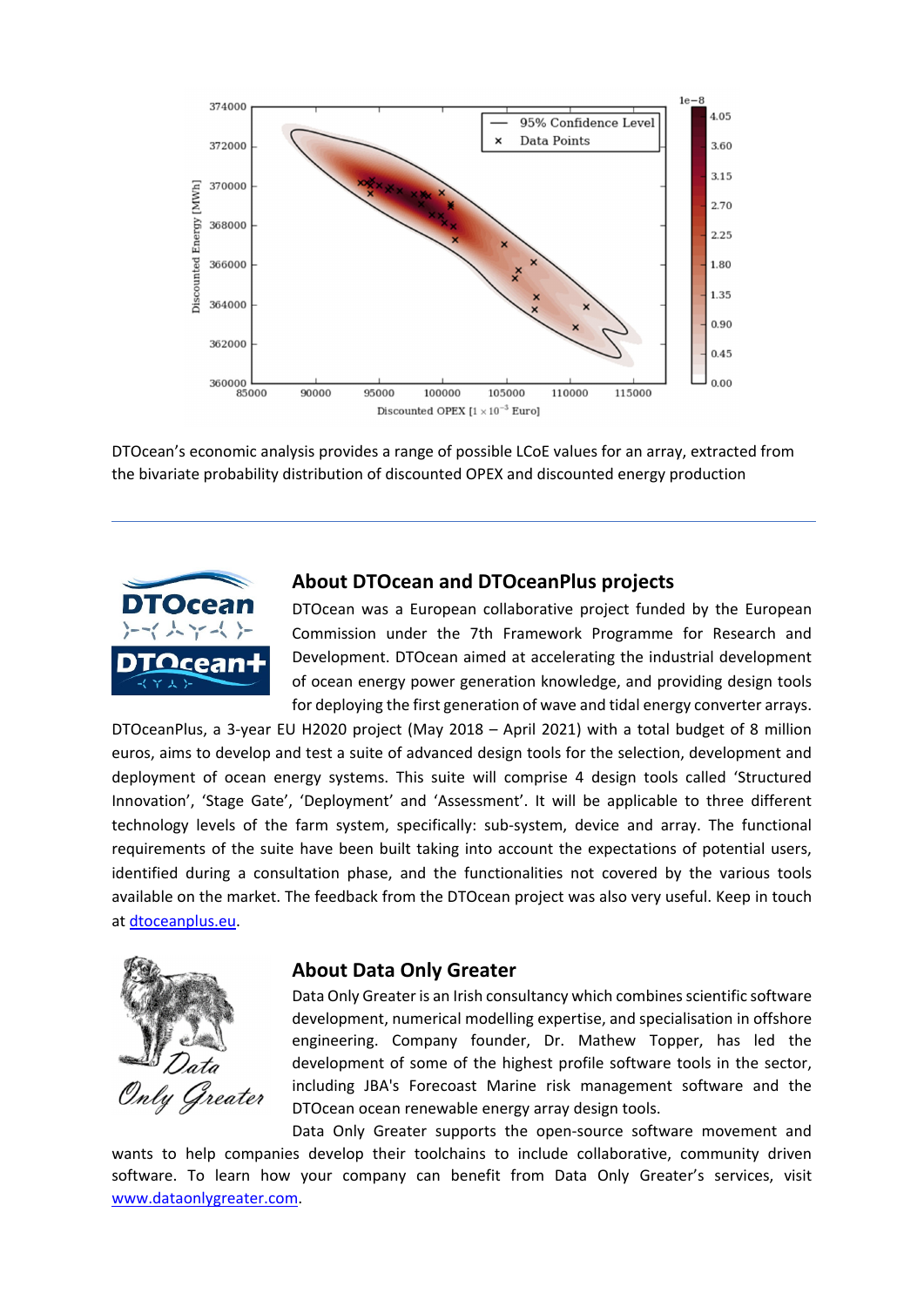374000
372000
370000
368000
366000
364000
362000
360000

Discounted Energy [MWh]

85000 90000 95000 100000 105000 110000 115000

Discounted OPEX [$1 \times 10^{-3}$ Euro]

95% Confidence Level
Data Points

1e−8
4.05
3.60
3.15
2.70
2.25
1.80
1.35
0.90
0.45
0.00

DTOcean's economic analysis provides a range of possible LCoE values for an array, extracted from the bivariate probability distribution of discounted OPEX and discounted energy production

---

## About DTOcean and DTOceanPlus projects

DTOcean was a European collaborative project funded by the European Commission under the 7th Framework Programme for Research and Development. DTOcean aimed at accelerating the industrial development of ocean energy power generation knowledge, and providing design tools for deploying the first generation of wave and tidal energy converter arrays. DTOceanPlus, a 3-year EU H2020 project (May 2018 – April 2021) with a total budget of 8 million euros, aims to develop and test a suite of advanced design tools for the selection, development and deployment of ocean energy systems. This suite will comprise 4 design tools called 'Structured Innovation', 'Stage Gate', 'Deployment' and 'Assessment'. It will be applicable to three different technology levels of the farm system, specifically: sub-system, device and array. The functional requirements of the suite have been built taking into account the expectations of potential users, identified during a consultation phase, and the functionalities not covered by the various tools available on the market. The feedback from the DTOcean project was also very useful. Keep in touch at [dtoceanplus.eu](dtoceanplus.eu).

## About Data Only Greater

Data Only Greater is an Irish consultancy which combines scientific software development, numerical modelling expertise, and specialisation in offshore engineering. Company founder, Dr. Mathew Topper, has led the development of some of the highest profile software tools in the sector, including JBA's Forecoast Marine risk management software and the DTOcean ocean renewable energy array design tools.

Data Only Greater supports the open-source software movement and wants to help companies develop their toolchains to include collaborative, community driven software. To learn how your company can benefit from Data Only Greater's services, visit [www.dataonlygreater.com](www.dataonlygreater.com).